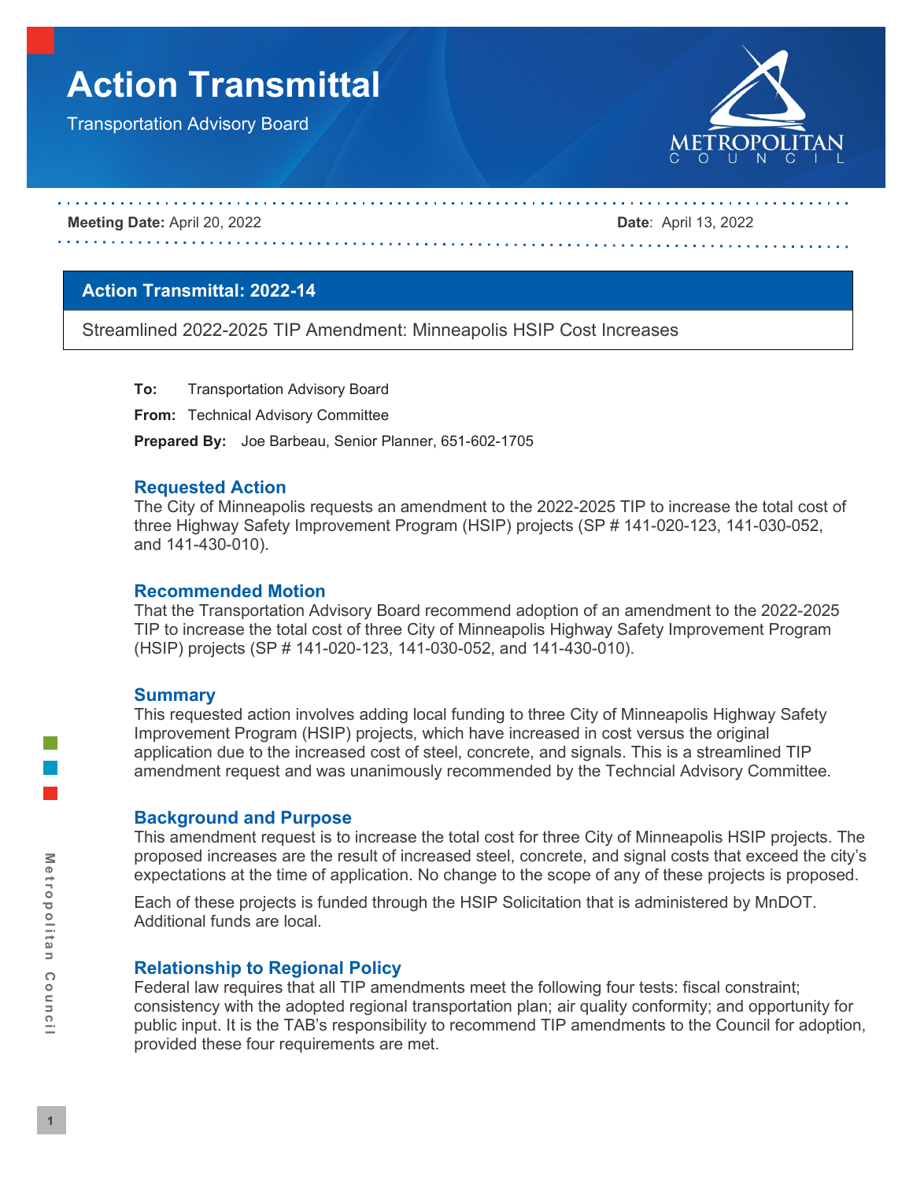# Action Transmittal

Transportation Advisory Board

**Meeting Date:** April 20, 2022 **Date**: April 13, 2022

## Action Transmittal: 2022-14

Streamlined 2022-2025 TIP Amendment: Minneapolis HSIP Cost Increases

**To:** Transportation Advisory Board

**From:** Technical Advisory Committee

**Prepared By:** Joe Barbeau, Senior Planner, 651-602-1705

### Requested Action

The City of Minneapolis requests an amendment to the 2022-2025 TIP to increase the total cost of three Highway Safety Improvement Program (HSIP) projects (SP # 141-020-123, 141-030-052, and 141-430-010).

### Recommended Motion

That the Transportation Advisory Board recommend adoption of an amendment to the 2022-2025 TIP to increase the total cost of three City of Minneapolis Highway Safety Improvement Program (HSIP) projects (SP # 141-020-123, 141-030-052, and 141-430-010).

### Summary

This requested action involves adding local funding to three City of Minneapolis Highway Safety Improvement Program (HSIP) projects, which have increased in cost versus the original application due to the increased cost of steel, concrete, and signals. This is a streamlined TIP amendment request and was unanimously recommended by the Techncial Advisory Committee.

### Background and Purpose

This amendment request is to increase the total cost for three City of Minneapolis HSIP projects. The proposed increases are the result of increased steel, concrete, and signal costs that exceed the city's expectations at the time of application. No change to the scope of any of these projects is proposed.

Each of these projects is funded through the HSIP Solicitation that is administered by MnDOT. Additional funds are local.

### Relationship to Regional Policy

Federal law requires that all TIP amendments meet the following four tests: fiscal constraint; consistency with the adopted regional transportation plan; air quality conformity; and opportunity for public input. It is the TAB's responsibility to recommend TIP amendments to the Council for adoption, provided these four requirements are met.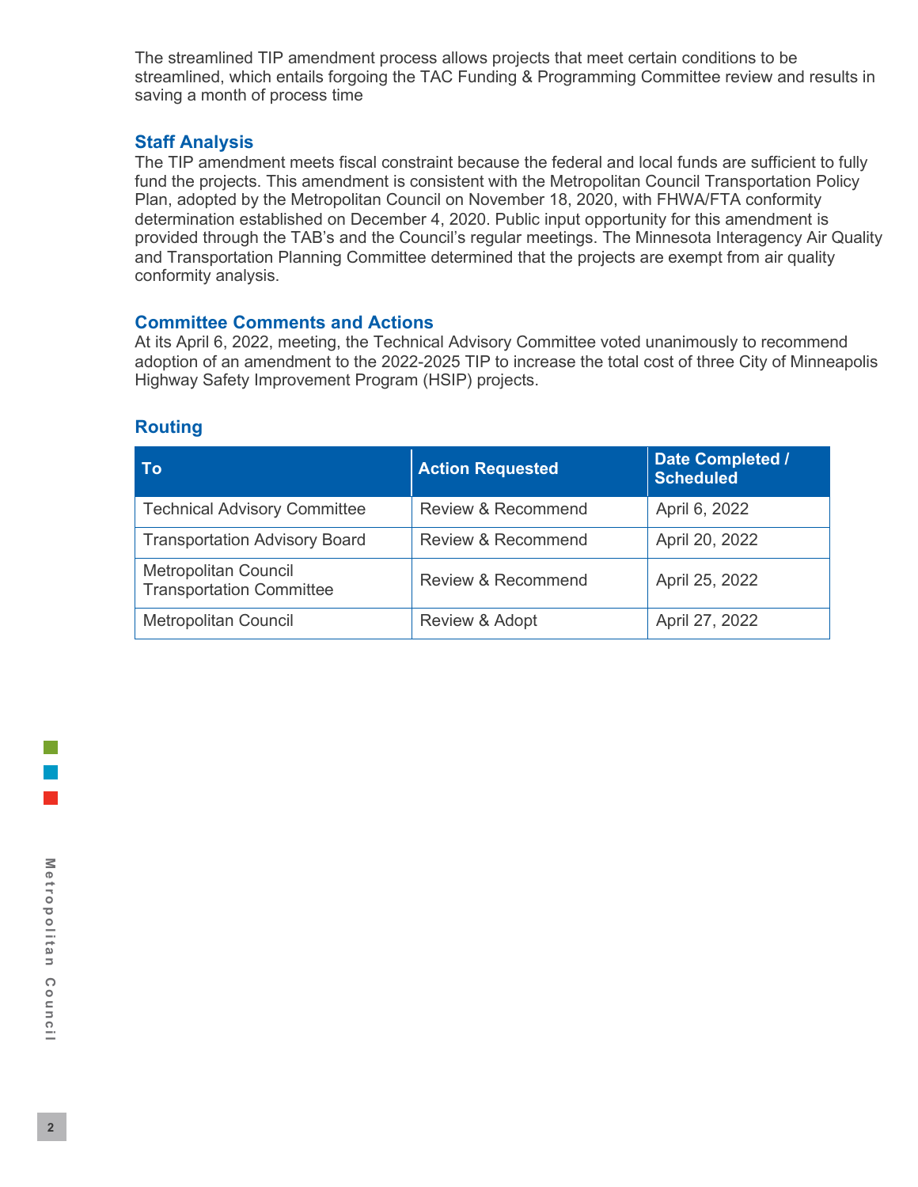The streamlined TIP amendment process allows projects that meet certain conditions to be streamlined, which entails forgoing the TAC Funding & Programming Committee review and results in saving a month of process time

## Staff Analysis

The TIP amendment meets fiscal constraint because the federal and local funds are sufficient to fully fund the projects. This amendment is consistent with the Metropolitan Council Transportation Policy Plan, adopted by the Metropolitan Council on November 18, 2020, with FHWA/FTA conformity determination established on December 4, 2020. Public input opportunity for this amendment is provided through the TAB's and the Council's regular meetings. The Minnesota Interagency Air Quality and Transportation Planning Committee determined that the projects are exempt from air quality conformity analysis.

## Committee Comments and Actions

At its April 6, 2022, meeting, the Technical Advisory Committee voted unanimously to recommend adoption of an amendment to the 2022-2025 TIP to increase the total cost of three City of Minneapolis Highway Safety Improvement Program (HSIP) projects.

## Routing

| To | Action Requested | Date Completed / Scheduled |
|---|---|---|
| Technical Advisory Committee | Review & Recommend | April 6, 2022 |
| Transportation Advisory Board | Review & Recommend | April 20, 2022 |
| Metropolitan Council Transportation Committee | Review & Recommend | April 25, 2022 |
| Metropolitan Council | Review & Adopt | April 27, 2022 |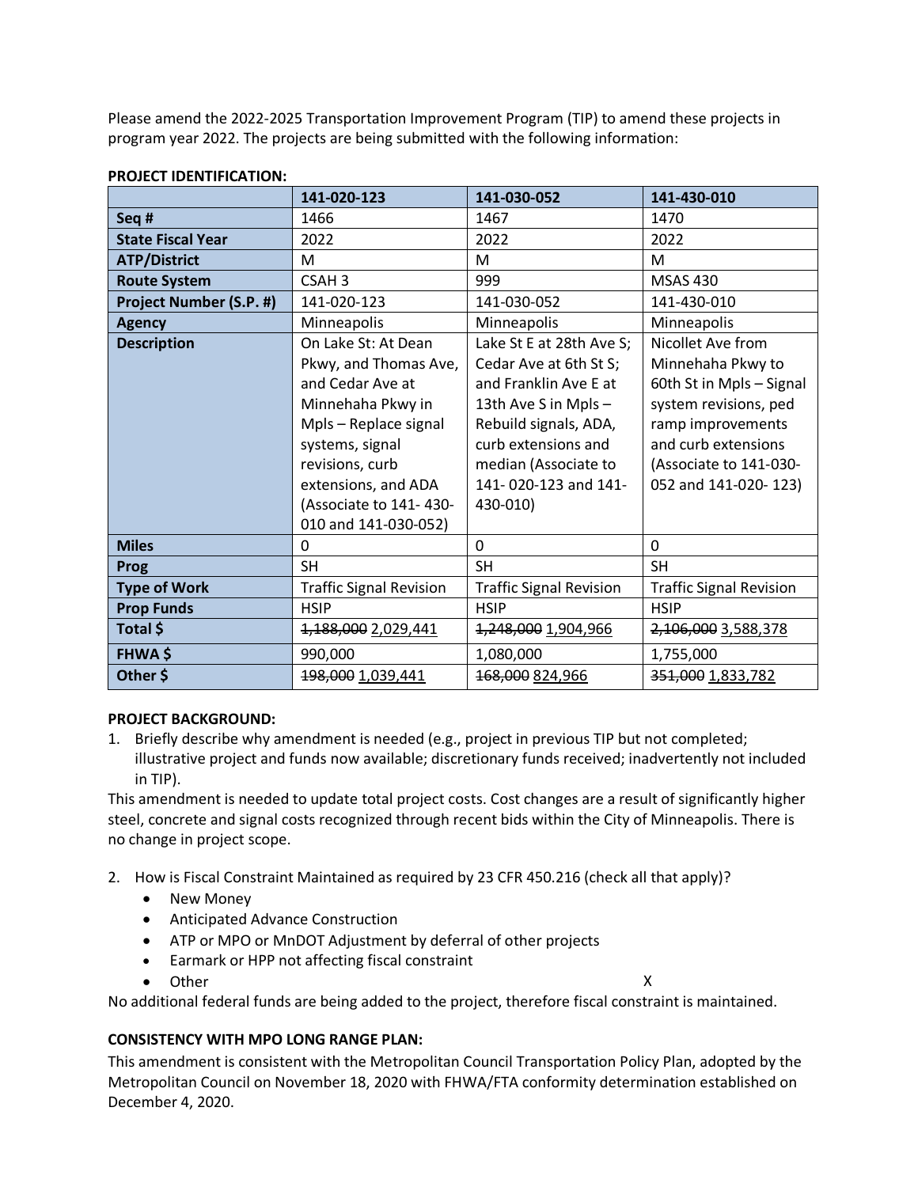Please amend the 2022-2025 Transportation Improvement Program (TIP) to amend these projects in program year 2022. The projects are being submitted with the following information:

**PROJECT IDENTIFICATION:**

| | 141-020-123 | 141-030-052 | 141-430-010 |
|---|---|---|---|
| **Seq #** | 1466 | 1467 | 1470 |
| **State Fiscal Year** | 2022 | 2022 | 2022 |
| **ATP/District** | M | M | M |
| **Route System** | CSAH 3 | 999 | MSAS 430 |
| **Project Number (S.P. #)** | 141-020-123 | 141-030-052 | 141-430-010 |
| **Agency** | Minneapolis | Minneapolis | Minneapolis |
| **Description** | On Lake St: At Dean Pkwy, and Thomas Ave, and Cedar Ave at Minnehaha Pkwy in Mpls – Replace signal systems, signal revisions, curb extensions, and ADA (Associate to 141- 430-010 and 141-030-052) | Lake St E at 28th Ave S; Cedar Ave at 6th St S; and Franklin Ave E at 13th Ave S in Mpls – Rebuild signals, ADA, curb extensions and median (Associate to 141- 020-123 and 141-430-010) | Nicollet Ave from Minnehaha Pkwy to 60th St in Mpls – Signal system revisions, ped ramp improvements and curb extensions (Associate to 141-030-052 and 141-020- 123) |
| **Miles** | 0 | 0 | 0 |
| **Prog** | SH | SH | SH |
| **Type of Work** | Traffic Signal Revision | Traffic Signal Revision | Traffic Signal Revision |
| **Prop Funds** | HSIP | HSIP | HSIP |
| **Total $** | ~~1,188,000~~ <u>2,029,441</u> | ~~1,248,000~~ <u>1,904,966</u> | ~~2,106,000~~ <u>3,588,378</u> |
| **FHWA $** | 990,000 | 1,080,000 | 1,755,000 |
| **Other $** | ~~198,000~~ <u>1,039,441</u> | ~~168,000~~ <u>824,966</u> | ~~351,000~~ <u>1,833,782</u> |

**PROJECT BACKGROUND:**

1. Briefly describe why amendment is needed (e.g., project in previous TIP but not completed; illustrative project and funds now available; discretionary funds received; inadvertently not included in TIP).

This amendment is needed to update total project costs. Cost changes are a result of significantly higher steel, concrete and signal costs recognized through recent bids within the City of Minneapolis. There is no change in project scope.

2. How is Fiscal Constraint Maintained as required by 23 CFR 450.216 (check all that apply)?
   - New Money
   - Anticipated Advance Construction
   - ATP or MPO or MnDOT Adjustment by deferral of other projects
   - Earmark or HPP not affecting fiscal constraint
   - Other X

No additional federal funds are being added to the project, therefore fiscal constraint is maintained.

**CONSISTENCY WITH MPO LONG RANGE PLAN:**

This amendment is consistent with the Metropolitan Council Transportation Policy Plan, adopted by the Metropolitan Council on November 18, 2020 with FHWA/FTA conformity determination established on December 4, 2020.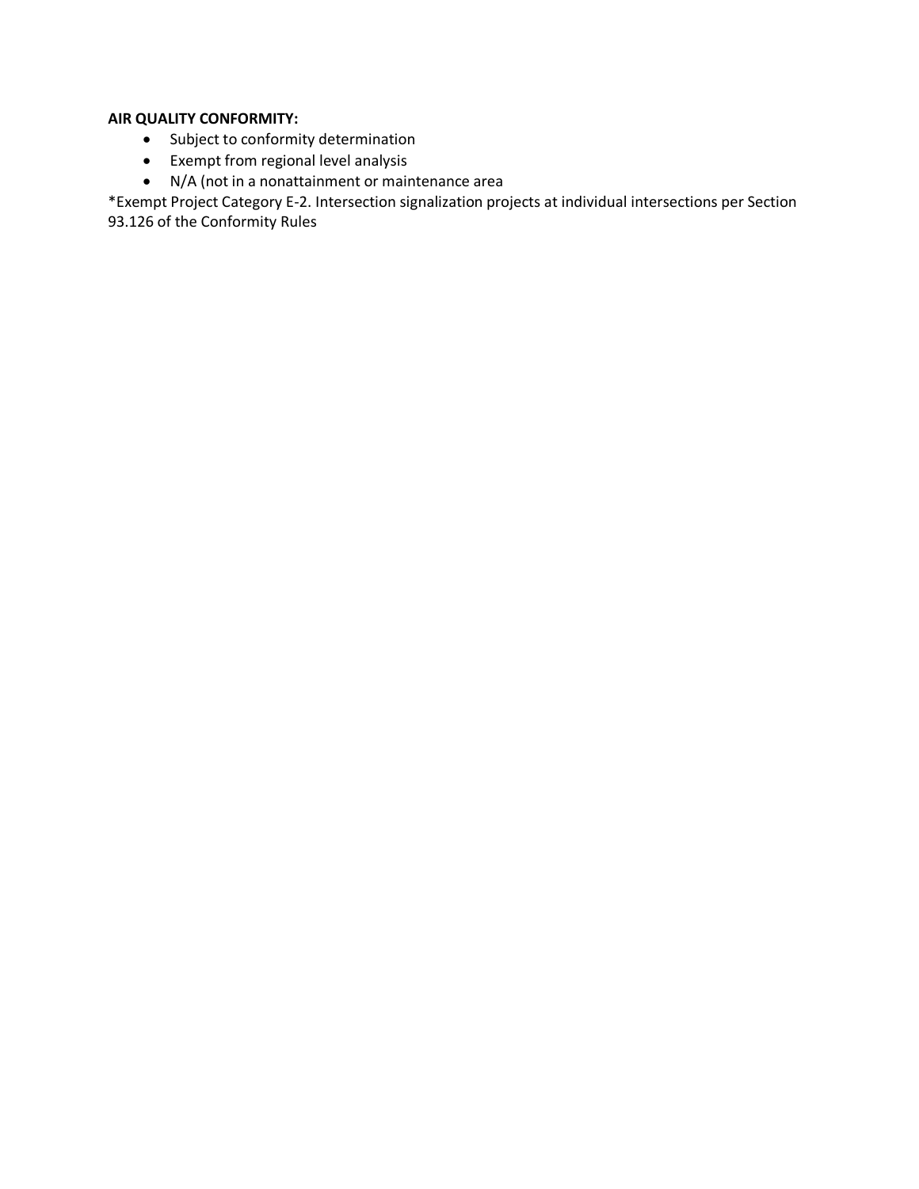**AIR QUALITY CONFORMITY:**

- Subject to conformity determination
- Exempt from regional level analysis
- N/A (not in a nonattainment or maintenance area

*Exempt Project Category E-2. Intersection signalization projects at individual intersections per Section 93.126 of the Conformity Rules